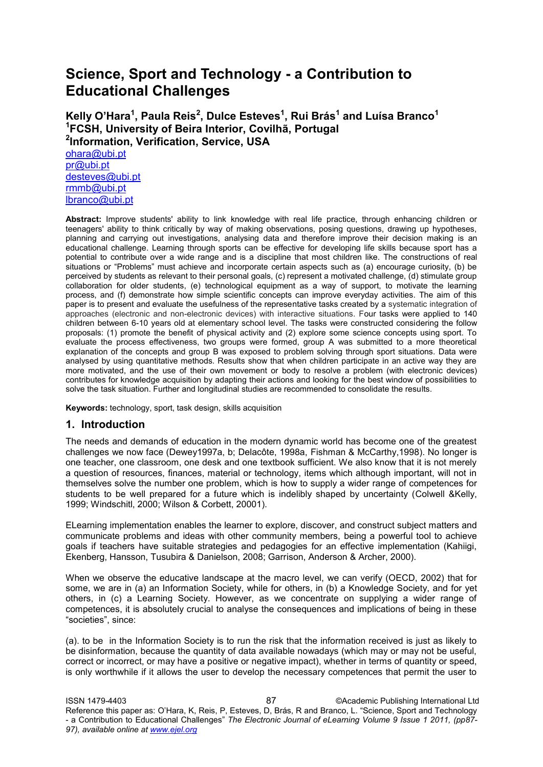# Science, Sport and Technology - a Contribution to Educational Challenges

**Kelly O'Hara[1], Paula Reis[2], Dulce Esteves[1], Rui Brás[1] and Luísa Branco[1]**
**[1]FCSH, University of Beira Interior, Covilhã, Portugal**
**[2]Information, Verification, Service, USA**
ohara@ubi.pt
pr@ubi.pt
desteves@ubi.pt
rmmb@ubi.pt
lbranco@ubi.pt

**Abstract:** Improve students' ability to link knowledge with real life practice, through enhancing children or teenagers' ability to think critically by way of making observations, posing questions, drawing up hypotheses, planning and carrying out investigations, analysing data and therefore improve their decision making is an educational challenge. Learning through sports can be effective for developing life skills because sport has a potential to contribute over a wide range and is a discipline that most children like. The constructions of real situations or "Problems" must achieve and incorporate certain aspects such as (a) encourage curiosity, (b) be perceived by students as relevant to their personal goals, (c) represent a motivated challenge, (d) stimulate group collaboration for older students, (e) technological equipment as a way of support, to motivate the learning process, and (f) demonstrate how simple scientific concepts can improve everyday activities. The aim of this paper is to present and evaluate the usefulness of the representative tasks created by a systematic integration of approaches (electronic and non-electronic devices) with interactive situations. Four tasks were applied to 140 children between 6-10 years old at elementary school level. The tasks were constructed considering the follow proposals: (1) promote the benefit of physical activity and (2) explore some science concepts using sport. To evaluate the process effectiveness, two groups were formed, group A was submitted to a more theoretical explanation of the concepts and group B was exposed to problem solving through sport situations. Data were analysed by using quantitative methods. Results show that when children participate in an active way they are more motivated, and the use of their own movement or body to resolve a problem (with electronic devices) contributes for knowledge acquisition by adapting their actions and looking for the best window of possibilities to solve the task situation. Further and longitudinal studies are recommended to consolidate the results.

**Keywords:** technology, sport, task design, skills acquisition

## 1. Introduction

The needs and demands of education in the modern dynamic world has become one of the greatest challenges we now face (Dewey1997a, b; Delacôte, 1998a, Fishman & McCarthy,1998). No longer is one teacher, one classroom, one desk and one textbook sufficient. We also know that it is not merely a question of resources, finances, material or technology, items which although important, will not in themselves solve the number one problem, which is how to supply a wider range of competences for students to be well prepared for a future which is indelibly shaped by uncertainty (Colwell &Kelly, 1999; Windschitl, 2000; Wilson & Corbett, 20001).

ELearning implementation enables the learner to explore, discover, and construct subject matters and communicate problems and ideas with other community members, being a powerful tool to achieve goals if teachers have suitable strategies and pedagogies for an effective implementation (Kahiigi, Ekenberg, Hansson, Tusubira & Danielson, 2008; Garrison, Anderson & Archer, 2000).

When we observe the educative landscape at the macro level, we can verify (OECD, 2002) that for some, we are in (a) an Information Society, while for others, in (b) a Knowledge Society, and for yet others, in (c) a Learning Society. However, as we concentrate on supplying a wider range of competences, it is absolutely crucial to analyse the consequences and implications of being in these "societies", since:

(a). to be in the Information Society is to run the risk that the information received is just as likely to be disinformation, because the quantity of data available nowadays (which may or may not be useful, correct or incorrect, or may have a positive or negative impact), whether in terms of quantity or speed, is only worthwhile if it allows the user to develop the necessary competences that permit the user to

Reference this paper as: O'Hara, K, Reis, P, Esteves, D, Brás, R and Branco, L. "Science, Sport and Technology - a Contribution to Educational Challenges" *The Electronic Journal of eLearning Volume 9 Issue 1 2011, (pp87-97), available online at www.ejel.org*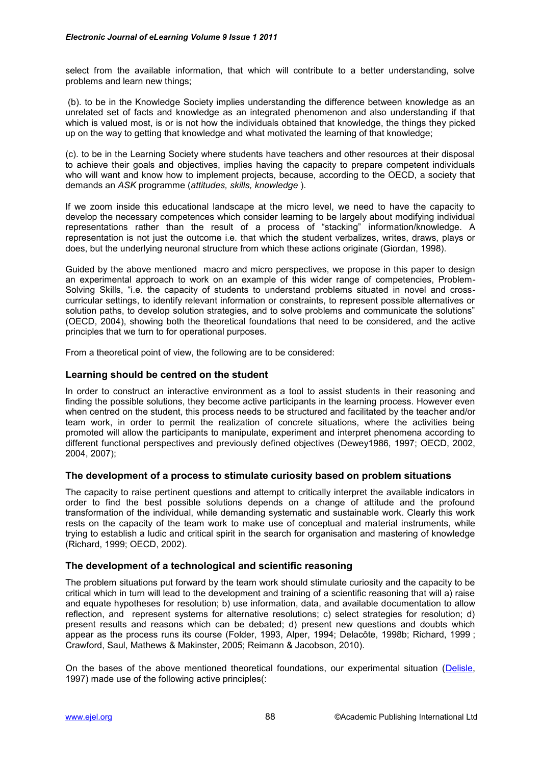select from the available information, that which will contribute to a better understanding, solve problems and learn new things;

(b). to be in the Knowledge Society implies understanding the difference between knowledge as an unrelated set of facts and knowledge as an integrated phenomenon and also understanding if that which is valued most, is or is not how the individuals obtained that knowledge, the things they picked up on the way to getting that knowledge and what motivated the learning of that knowledge;

(c). to be in the Learning Society where students have teachers and other resources at their disposal to achieve their goals and objectives, implies having the capacity to prepare competent individuals who will want and know how to implement projects, because, according to the OECD, a society that demands an *ASK* programme (*attitudes, skills, knowledge* ).

If we zoom inside this educational landscape at the micro level, we need to have the capacity to develop the necessary competences which consider learning to be largely about modifying individual representations rather than the result of a process of "stacking" information/knowledge. A representation is not just the outcome i.e. that which the student verbalizes, writes, draws, plays or does, but the underlying neuronal structure from which these actions originate (Giordan, 1998).

Guided by the above mentioned macro and micro perspectives, we propose in this paper to design an experimental approach to work on an example of this wider range of competencies, Problem-Solving Skills, "i.e. the capacity of students to understand problems situated in novel and cross-curricular settings, to identify relevant information or constraints, to represent possible alternatives or solution paths, to develop solution strategies, and to solve problems and communicate the solutions" (OECD, 2004), showing both the theoretical foundations that need to be considered, and the active principles that we turn to for operational purposes.

From a theoretical point of view, the following are to be considered:

### Learning should be centred on the student

In order to construct an interactive environment as a tool to assist students in their reasoning and finding the possible solutions, they become active participants in the learning process. However even when centred on the student, this process needs to be structured and facilitated by the teacher and/or team work, in order to permit the realization of concrete situations, where the activities being promoted will allow the participants to manipulate, experiment and interpret phenomena according to different functional perspectives and previously defined objectives (Dewey1986, 1997; OECD, 2002, 2004, 2007);

### The development of a process to stimulate curiosity based on problem situations

The capacity to raise pertinent questions and attempt to critically interpret the available indicators in order to find the best possible solutions depends on a change of attitude and the profound transformation of the individual, while demanding systematic and sustainable work. Clearly this work rests on the capacity of the team work to make use of conceptual and material instruments, while trying to establish a ludic and critical spirit in the search for organisation and mastering of knowledge (Richard, 1999; OECD, 2002).

### The development of a technological and scientific reasoning

The problem situations put forward by the team work should stimulate curiosity and the capacity to be critical which in turn will lead to the development and training of a scientific reasoning that will a) raise and equate hypotheses for resolution; b) use information, data, and available documentation to allow reflection, and represent systems for alternative resolutions; c) select strategies for resolution; d) present results and reasons which can be debated; d) present new questions and doubts which appear as the process runs its course (Folder, 1993, Alper, 1994; Delacôte, 1998b; Richard, 1999 ; Crawford, Saul, Mathews & Makinster, 2005; Reimann & Jacobson, 2010).

On the bases of the above mentioned theoretical foundations, our experimental situation (Delisle, 1997) made use of the following active principles(: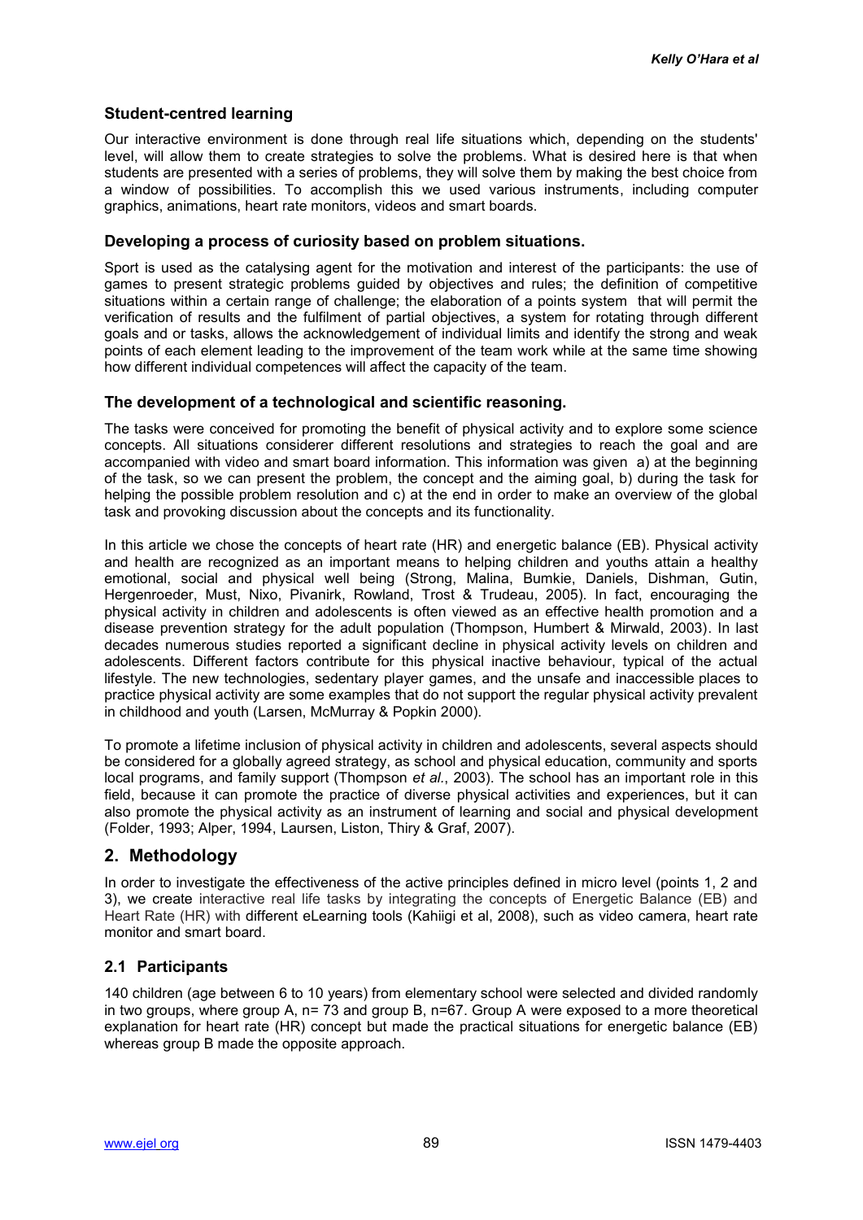### Student-centred learning

Our interactive environment is done through real life situations which, depending on the students' level, will allow them to create strategies to solve the problems. What is desired here is that when students are presented with a series of problems, they will solve them by making the best choice from a window of possibilities. To accomplish this we used various instruments, including computer graphics, animations, heart rate monitors, videos and smart boards.

### Developing a process of curiosity based on problem situations.

Sport is used as the catalysing agent for the motivation and interest of the participants: the use of games to present strategic problems guided by objectives and rules; the definition of competitive situations within a certain range of challenge; the elaboration of a points system that will permit the verification of results and the fulfilment of partial objectives, a system for rotating through different goals and or tasks, allows the acknowledgement of individual limits and identify the strong and weak points of each element leading to the improvement of the team work while at the same time showing how different individual competences will affect the capacity of the team.

### The development of a technological and scientific reasoning.

The tasks were conceived for promoting the benefit of physical activity and to explore some science concepts. All situations considerer different resolutions and strategies to reach the goal and are accompanied with video and smart board information. This information was given a) at the beginning of the task, so we can present the problem, the concept and the aiming goal, b) during the task for helping the possible problem resolution and c) at the end in order to make an overview of the global task and provoking discussion about the concepts and its functionality.

In this article we chose the concepts of heart rate (HR) and energetic balance (EB). Physical activity and health are recognized as an important means to helping children and youths attain a healthy emotional, social and physical well being (Strong, Malina, Bumkie, Daniels, Dishman, Gutin, Hergenroeder, Must, Nixo, Pivanirk, Rowland, Trost & Trudeau, 2005). In fact, encouraging the physical activity in children and adolescents is often viewed as an effective health promotion and a disease prevention strategy for the adult population (Thompson, Humbert & Mirwald, 2003). In last decades numerous studies reported a significant decline in physical activity levels on children and adolescents. Different factors contribute for this physical inactive behaviour, typical of the actual lifestyle. The new technologies, sedentary player games, and the unsafe and inaccessible places to practice physical activity are some examples that do not support the regular physical activity prevalent in childhood and youth (Larsen, McMurray & Popkin 2000).

To promote a lifetime inclusion of physical activity in children and adolescents, several aspects should be considered for a globally agreed strategy, as school and physical education, community and sports local programs, and family support (Thompson *et al.*, 2003). The school has an important role in this field, because it can promote the practice of diverse physical activities and experiences, but it can also promote the physical activity as an instrument of learning and social and physical development (Folder, 1993; Alper, 1994, Laursen, Liston, Thiry & Graf, 2007).

## 2. Methodology

In order to investigate the effectiveness of the active principles defined in micro level (points 1, 2 and 3), we create interactive real life tasks by integrating the concepts of Energetic Balance (EB) and Heart Rate (HR) with different eLearning tools (Kahiigi et al, 2008), such as video camera, heart rate monitor and smart board.

### 2.1 Participants

140 children (age between 6 to 10 years) from elementary school were selected and divided randomly in two groups, where group A, n= 73 and group B, n=67. Group A were exposed to a more theoretical explanation for heart rate (HR) concept but made the practical situations for energetic balance (EB) whereas group B made the opposite approach.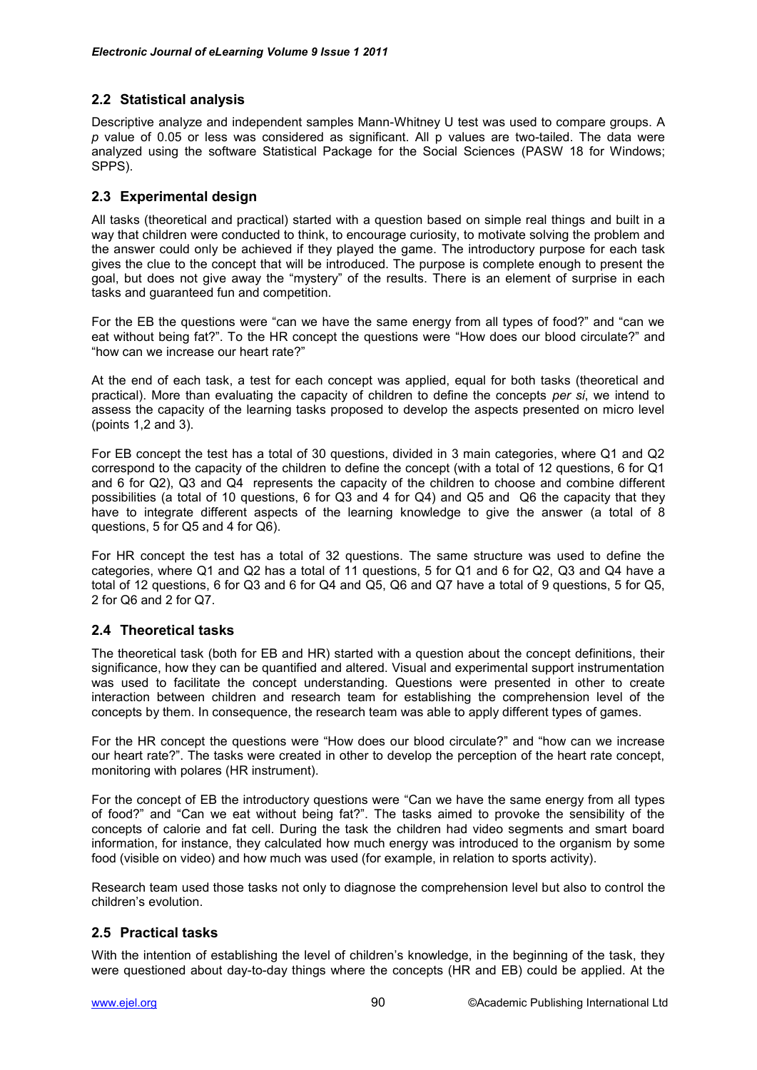## 2.2 Statistical analysis

Descriptive analyze and independent samples Mann-Whitney U test was used to compare groups. A *p* value of 0.05 or less was considered as significant. All p values are two-tailed. The data were analyzed using the software Statistical Package for the Social Sciences (PASW 18 for Windows; SPPS).

## 2.3 Experimental design

All tasks (theoretical and practical) started with a question based on simple real things and built in a way that children were conducted to think, to encourage curiosity, to motivate solving the problem and the answer could only be achieved if they played the game. The introductory purpose for each task gives the clue to the concept that will be introduced. The purpose is complete enough to present the goal, but does not give away the "mystery" of the results. There is an element of surprise in each tasks and guaranteed fun and competition.

For the EB the questions were "can we have the same energy from all types of food?" and "can we eat without being fat?". To the HR concept the questions were "How does our blood circulate?" and "how can we increase our heart rate?"

At the end of each task, a test for each concept was applied, equal for both tasks (theoretical and practical). More than evaluating the capacity of children to define the concepts *per si*, we intend to assess the capacity of the learning tasks proposed to develop the aspects presented on micro level (points 1,2 and 3).

For EB concept the test has a total of 30 questions, divided in 3 main categories, where Q1 and Q2 correspond to the capacity of the children to define the concept (with a total of 12 questions, 6 for Q1 and 6 for Q2), Q3 and Q4 represents the capacity of the children to choose and combine different possibilities (a total of 10 questions, 6 for Q3 and 4 for Q4) and Q5 and Q6 the capacity that they have to integrate different aspects of the learning knowledge to give the answer (a total of 8 questions, 5 for Q5 and 4 for Q6).

For HR concept the test has a total of 32 questions. The same structure was used to define the categories, where Q1 and Q2 has a total of 11 questions, 5 for Q1 and 6 for Q2, Q3 and Q4 have a total of 12 questions, 6 for Q3 and 6 for Q4 and Q5, Q6 and Q7 have a total of 9 questions, 5 for Q5, 2 for Q6 and 2 for Q7.

## 2.4 Theoretical tasks

The theoretical task (both for EB and HR) started with a question about the concept definitions, their significance, how they can be quantified and altered. Visual and experimental support instrumentation was used to facilitate the concept understanding. Questions were presented in other to create interaction between children and research team for establishing the comprehension level of the concepts by them. In consequence, the research team was able to apply different types of games.

For the HR concept the questions were "How does our blood circulate?" and "how can we increase our heart rate?". The tasks were created in other to develop the perception of the heart rate concept, monitoring with polares (HR instrument).

For the concept of EB the introductory questions were "Can we have the same energy from all types of food?" and "Can we eat without being fat?". The tasks aimed to provoke the sensibility of the concepts of calorie and fat cell. During the task the children had video segments and smart board information, for instance, they calculated how much energy was introduced to the organism by some food (visible on video) and how much was used (for example, in relation to sports activity).

Research team used those tasks not only to diagnose the comprehension level but also to control the children's evolution.

## 2.5 Practical tasks

With the intention of establishing the level of children's knowledge, in the beginning of the task, they were questioned about day-to-day things where the concepts (HR and EB) could be applied. At the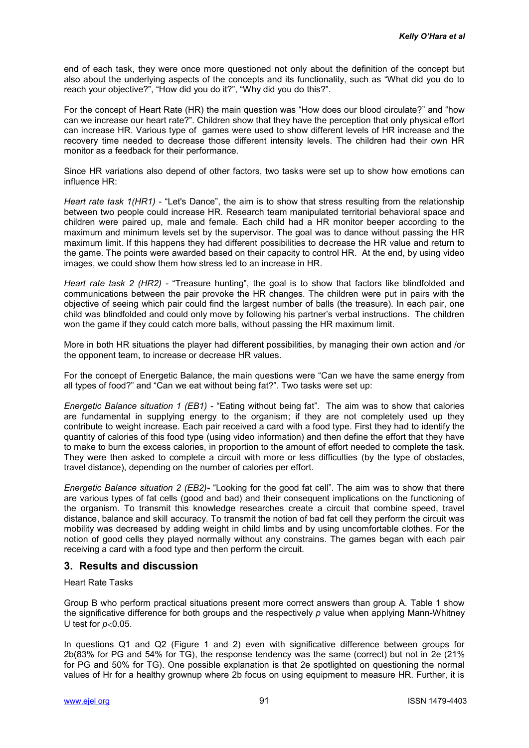end of each task, they were once more questioned not only about the definition of the concept but also about the underlying aspects of the concepts and its functionality, such as "What did you do to reach your objective?", "How did you do it?", "Why did you do this?".

For the concept of Heart Rate (HR) the main question was "How does our blood circulate?" and "how can we increase our heart rate?". Children show that they have the perception that only physical effort can increase HR. Various type of games were used to show different levels of HR increase and the recovery time needed to decrease those different intensity levels. The children had their own HR monitor as a feedback for their performance.

Since HR variations also depend of other factors, two tasks were set up to show how emotions can influence HR:

*Heart rate task 1(HR1)* - "Let's Dance", the aim is to show that stress resulting from the relationship between two people could increase HR. Research team manipulated territorial behavioral space and children were paired up, male and female. Each child had a HR monitor beeper according to the maximum and minimum levels set by the supervisor. The goal was to dance without passing the HR maximum limit. If this happens they had different possibilities to decrease the HR value and return to the game. The points were awarded based on their capacity to control HR. At the end, by using video images, we could show them how stress led to an increase in HR.

*Heart rate task 2 (HR2)* - "Treasure hunting", the goal is to show that factors like blindfolded and communications between the pair provoke the HR changes. The children were put in pairs with the objective of seeing which pair could find the largest number of balls (the treasure). In each pair, one child was blindfolded and could only move by following his partner's verbal instructions. The children won the game if they could catch more balls, without passing the HR maximum limit.

More in both HR situations the player had different possibilities, by managing their own action and /or the opponent team, to increase or decrease HR values.

For the concept of Energetic Balance, the main questions were "Can we have the same energy from all types of food?" and "Can we eat without being fat?". Two tasks were set up:

*Energetic Balance situation 1 (EB1)* - "Eating without being fat". The aim was to show that calories are fundamental in supplying energy to the organism; if they are not completely used up they contribute to weight increase. Each pair received a card with a food type. First they had to identify the quantity of calories of this food type (using video information) and then define the effort that they have to make to burn the excess calories, in proportion to the amount of effort needed to complete the task. They were then asked to complete a circuit with more or less difficulties (by the type of obstacles, travel distance), depending on the number of calories per effort.

*Energetic Balance situation 2 (EB2)***-** "Looking for the good fat cell". The aim was to show that there are various types of fat cells (good and bad) and their consequent implications on the functioning of the organism. To transmit this knowledge researches create a circuit that combine speed, travel distance, balance and skill accuracy. To transmit the notion of bad fat cell they perform the circuit was mobility was decreased by adding weight in child limbs and by using uncomfortable clothes. For the notion of good cells they played normally without any constrains. The games began with each pair receiving a card with a food type and then perform the circuit.

## 3. Results and discussion

Heart Rate Tasks

Group B who perform practical situations present more correct answers than group A. Table 1 show the significative difference for both groups and the respectively *p* value when applying Mann-Whitney U test for $p<0.05$.

In questions Q1 and Q2 (Figure 1 and 2) even with significative difference between groups for 2b(83% for PG and 54% for TG), the response tendency was the same (correct) but not in 2e (21% for PG and 50% for TG). One possible explanation is that 2e spotlighted on questioning the normal values of Hr for a healthy grownup where 2b focus on using equipment to measure HR. Further, it is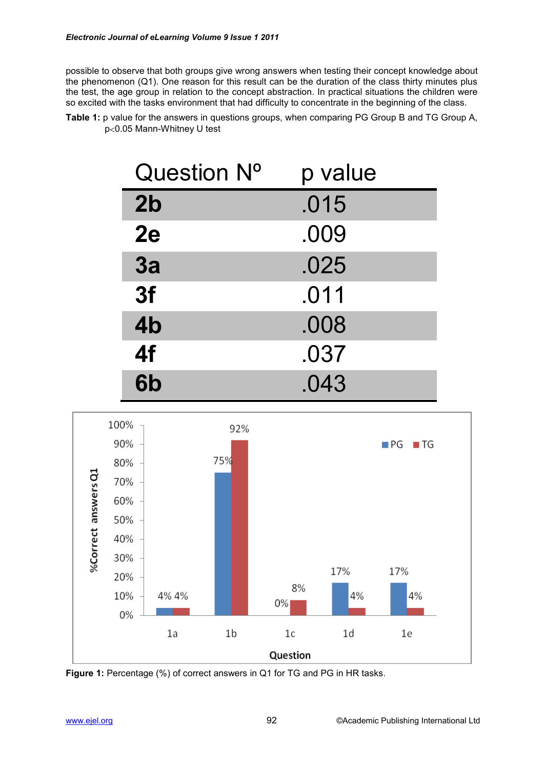possible to observe that both groups give wrong answers when testing their concept knowledge about the phenomenon (Q1). One reason for this result can be the duration of the class thirty minutes plus the test, the age group in relation to the concept abstraction. In practical situations the children were so excited with the tasks environment that had difficulty to concentrate in the beginning of the class.

**Table 1:** p value for the answers in questions groups, when comparing PG Group B and TG Group A, $p<0.05$ Mann-Whitney U test

| Question Nº | p value |
|---|---|
| **2b** | .015 |
| **2e** | .009 |
| **3a** | .025 |
| **3f** | .011 |
| **4b** | .008 |
| **4f** | .037 |
| **6b** | .043 |

**Figure 1:** Percentage (%) of correct answers in Q1 for TG and PG in HR tasks.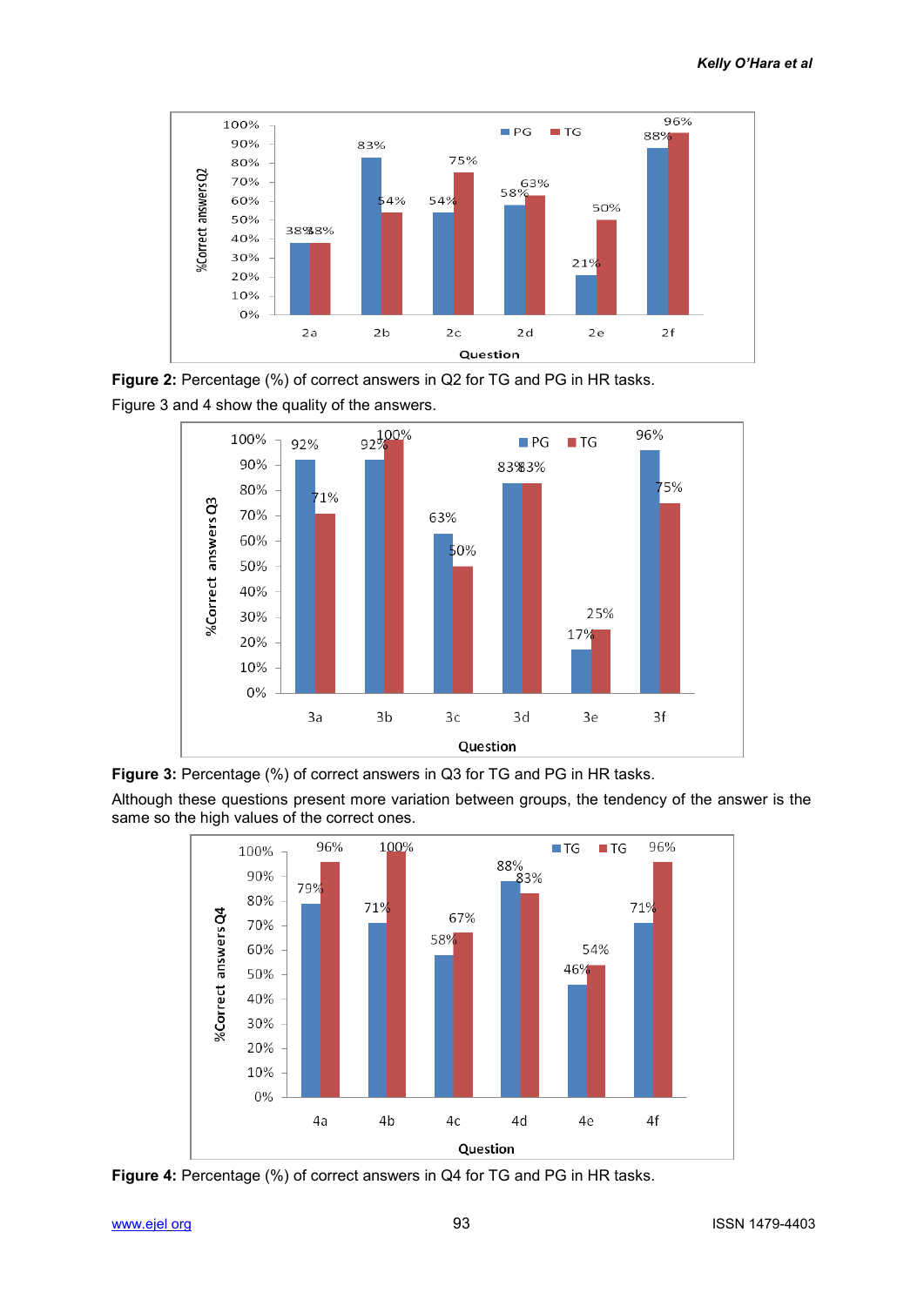**Figure 2:** Percentage (%) of correct answers in Q2 for TG and PG in HR tasks.

Figure 3 and 4 show the quality of the answers.

**Figure 3:** Percentage (%) of correct answers in Q3 for TG and PG in HR tasks.

Although these questions present more variation between groups, the tendency of the answer is the same so the high values of the correct ones.

**Figure 4:** Percentage (%) of correct answers in Q4 for TG and PG in HR tasks.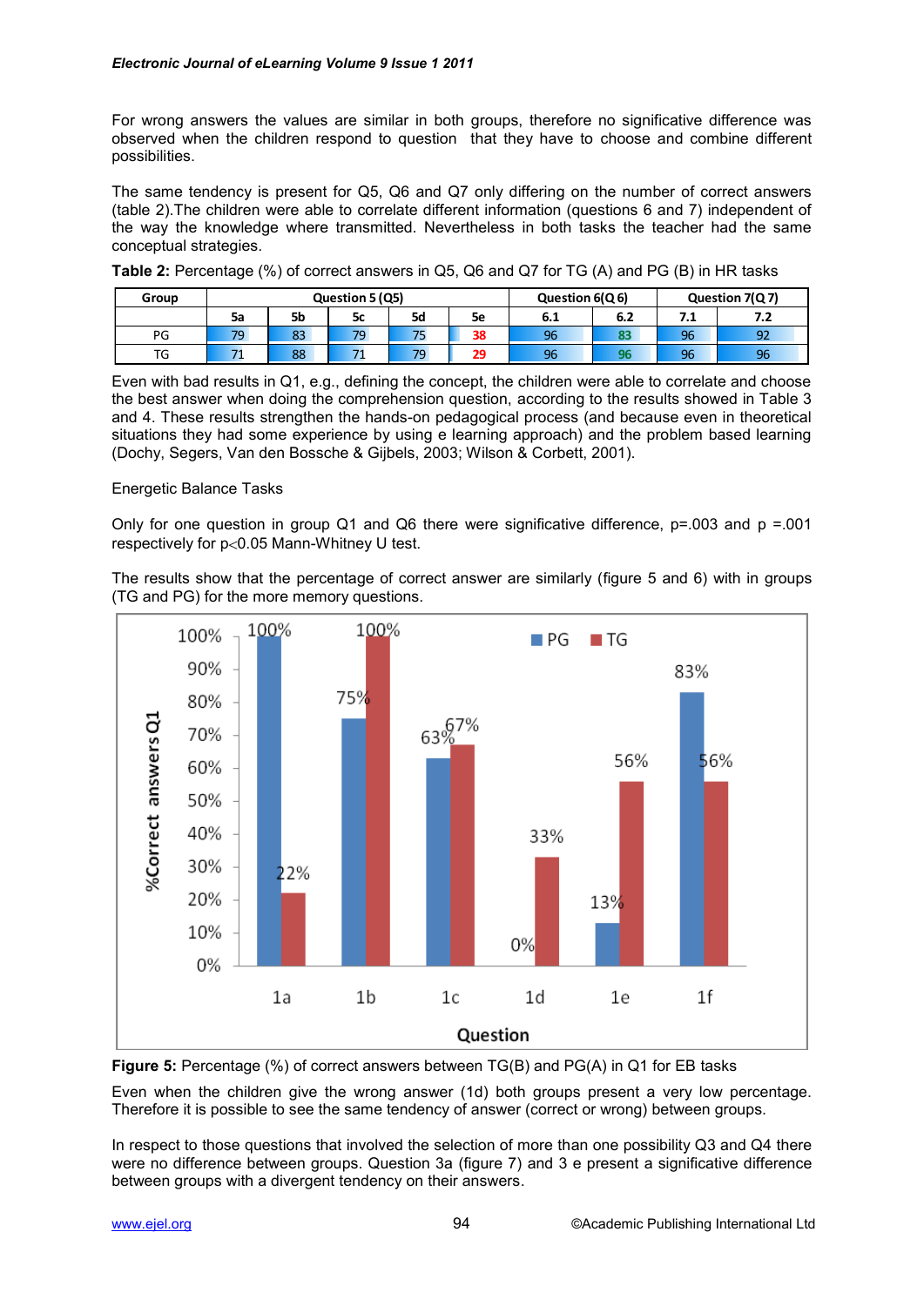For wrong answers the values are similar in both groups, therefore no significative difference was observed when the children respond to question that they have to choose and combine different possibilities.

The same tendency is present for Q5, Q6 and Q7 only differing on the number of correct answers (table 2).The children were able to correlate different information (questions 6 and 7) independent of the way the knowledge where transmitted. Nevertheless in both tasks the teacher had the same conceptual strategies.

**Table 2:** Percentage (%) of correct answers in Q5, Q6 and Q7 for TG (A) and PG (B) in HR tasks

| Group | Question 5 (Q5) | | | | | Question 6(Q 6) | | Question 7(Q 7) | |
|---|---|---|---|---|---|---|---|---|---|
| | 5a | 5b | 5c | 5d | 5e | 6.1 | 6.2 | 7.1 | 7.2 |
| PG | 79 | 83 | 79 | 75 | 38 | 96 | 83 | 96 | 92 |
| TG | 71 | 88 | 71 | 79 | 29 | 96 | 96 | 96 | 96 |

Even with bad results in Q1, e.g., defining the concept, the children were able to correlate and choose the best answer when doing the comprehension question, according to the results showed in Table 3 and 4. These results strengthen the hands-on pedagogical process (and because even in theoretical situations they had some experience by using e learning approach) and the problem based learning (Dochy, Segers, Van den Bossche & Gijbels, 2003; Wilson & Corbett, 2001).

Energetic Balance Tasks

Only for one question in group Q1 and Q6 there were significative difference, p=.003 and p =.001 respectively for $p<0.05$ Mann-Whitney U test.

The results show that the percentage of correct answer are similarly (figure 5 and 6) with in groups (TG and PG) for the more memory questions.

| Question | PG | TG |
|---|---|---|
| 1a | 100% | 22% |
| 1b | 75% | 100% |
| 1c | 63% | 67% |
| 1d | 0% | 33% |
| 1e | 13% | 56% |
| 1f | 83% | 56% |

**Figure 5:** Percentage (%) of correct answers between TG(B) and PG(A) in Q1 for EB tasks

Even when the children give the wrong answer (1d) both groups present a very low percentage. Therefore it is possible to see the same tendency of answer (correct or wrong) between groups.

In respect to those questions that involved the selection of more than one possibility Q3 and Q4 there were no difference between groups. Question 3a (figure 7) and 3 e present a significative difference between groups with a divergent tendency on their answers.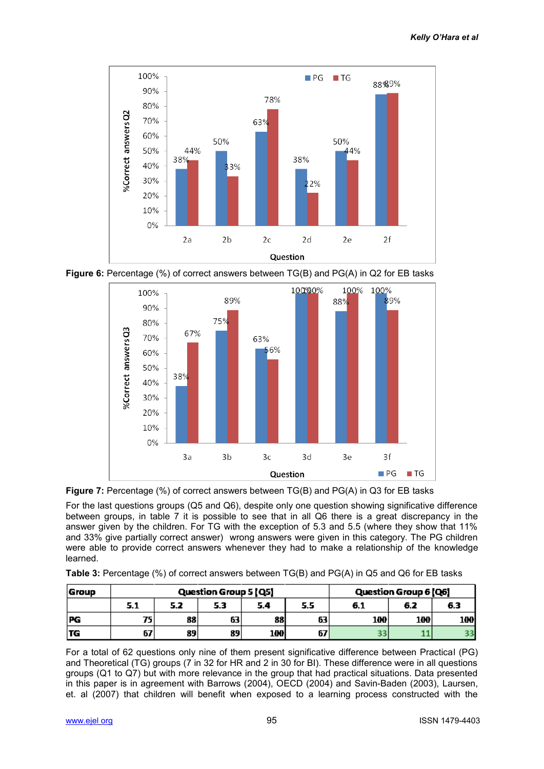**Figure 6:** Percentage (%) of correct answers between TG(B) and PG(A) in Q2 for EB tasks

**Figure 7:** Percentage (%) of correct answers between TG(B) and PG(A) in Q3 for EB tasks

For the last questions groups (Q5 and Q6), despite only one question showing significative difference between groups, in table 7 it is possible to see that in all Q6 there is a great discrepancy in the answer given by the children. For TG with the exception of 5.3 and 5.5 (where they show that 11% and 33% give partially correct answer) wrong answers were given in this category. The PG children were able to provide correct answers whenever they had to make a relationship of the knowledge learned.

**Table 3:** Percentage (%) of correct answers between TG(B) and PG(A) in Q5 and Q6 for EB tasks

| Group | Question Group 5 [Q5] | | | | | Question Group 6 [Q6] | | |
|---|---|---|---|---|---|---|---|---|
| | 5.1 | 5.2 | 5.3 | 5.4 | 5.5 | 6.1 | 6.2 | 6.3 |
| PG | 75 | 88 | 63 | 88 | 63 | 100 | 100 | 100 |
| TG | 67 | 89 | 89 | 100 | 67 | 33 | 11 | 33 |

For a total of 62 questions only nine of them present significative difference between Practical (PG) and Theoretical (TG) groups (7 in 32 for HR and 2 in 30 for BI). These difference were in all questions groups (Q1 to Q7) but with more relevance in the group that had practical situations. Data presented in this paper is in agreement with Barrows (2004), OECD (2004) and Savin-Baden (2003), Laursen, et. al (2007) that children will benefit when exposed to a learning process constructed with the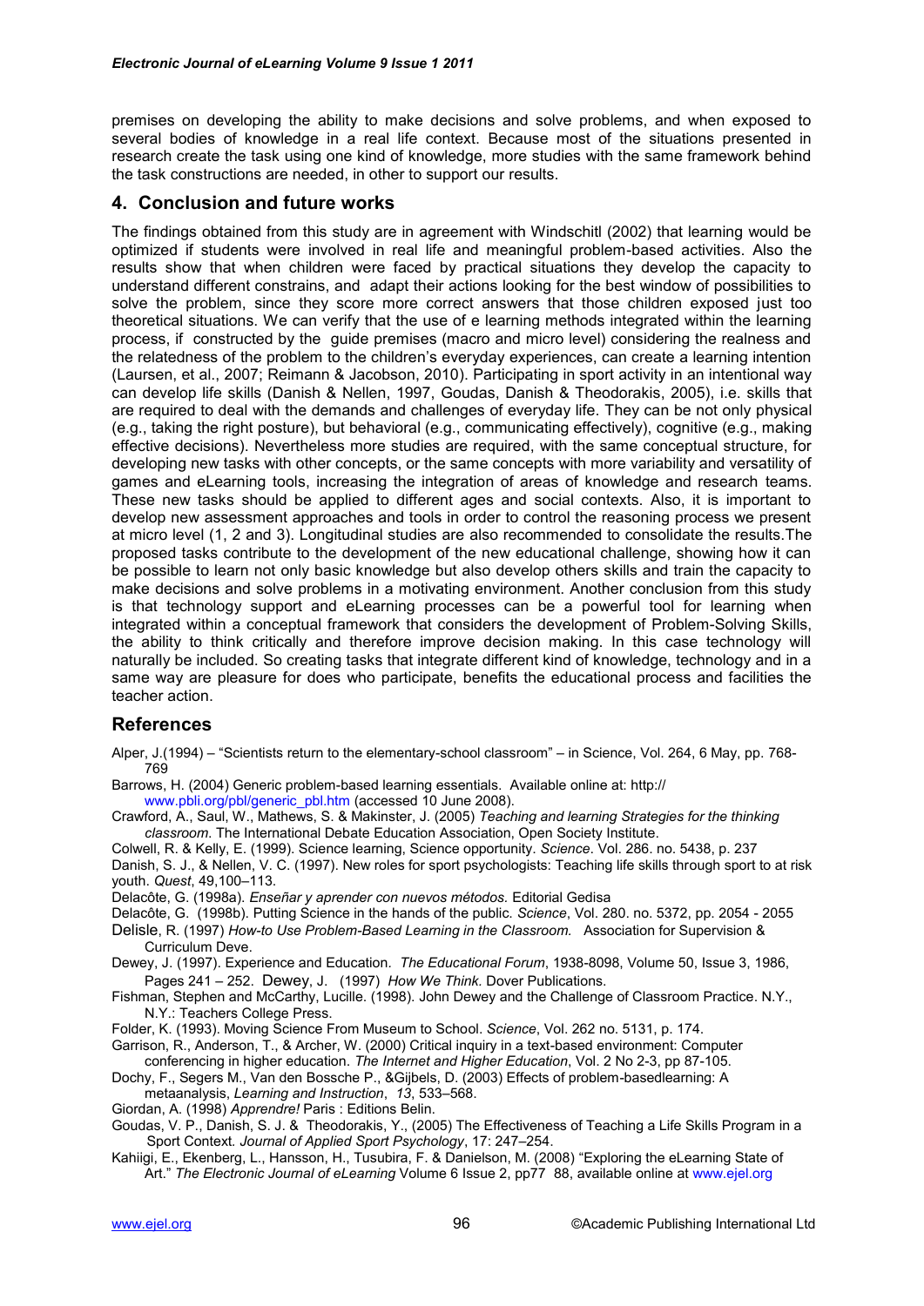premises on developing the ability to make decisions and solve problems, and when exposed to several bodies of knowledge in a real life context. Because most of the situations presented in research create the task using one kind of knowledge, more studies with the same framework behind the task constructions are needed, in other to support our results.

## 4. Conclusion and future works

The findings obtained from this study are in agreement with Windschitl (2002) that learning would be optimized if students were involved in real life and meaningful problem-based activities. Also the results show that when children were faced by practical situations they develop the capacity to understand different constrains, and adapt their actions looking for the best window of possibilities to solve the problem, since they score more correct answers that those children exposed just too theoretical situations. We can verify that the use of e learning methods integrated within the learning process, if constructed by the guide premises (macro and micro level) considering the realness and the relatedness of the problem to the children's everyday experiences, can create a learning intention (Laursen, et al., 2007; Reimann & Jacobson, 2010). Participating in sport activity in an intentional way can develop life skills (Danish & Nellen, 1997, Goudas, Danish & Theodorakis, 2005), i.e. skills that are required to deal with the demands and challenges of everyday life. They can be not only physical (e.g., taking the right posture), but behavioral (e.g., communicating effectively), cognitive (e.g., making effective decisions). Nevertheless more studies are required, with the same conceptual structure, for developing new tasks with other concepts, or the same concepts with more variability and versatility of games and eLearning tools, increasing the integration of areas of knowledge and research teams. These new tasks should be applied to different ages and social contexts. Also, it is important to develop new assessment approaches and tools in order to control the reasoning process we present at micro level (1, 2 and 3). Longitudinal studies are also recommended to consolidate the results.The proposed tasks contribute to the development of the new educational challenge, showing how it can be possible to learn not only basic knowledge but also develop others skills and train the capacity to make decisions and solve problems in a motivating environment. Another conclusion from this study is that technology support and eLearning processes can be a powerful tool for learning when integrated within a conceptual framework that considers the development of Problem-Solving Skills, the ability to think critically and therefore improve decision making. In this case technology will naturally be included. So creating tasks that integrate different kind of knowledge, technology and in a same way are pleasure for does who participate, benefits the educational process and facilities the teacher action.

## References

Alper, J.(1994) – "Scientists return to the elementary-school classroom" – in Science, Vol. 264, 6 May, pp. 768-769

Barrows, H. (2004) Generic problem-based learning essentials. Available online at: http:// www.pbli.org/pbl/generic_pbl.htm (accessed 10 June 2008).

Crawford, A., Saul, W., Mathews, S. & Makinster, J. (2005) *Teaching and learning Strategies for the thinking classroom*. The International Debate Education Association, Open Society Institute.

Colwell, R. & Kelly, E. (1999). Science learning, Science opportunity. *Science*. Vol. 286. no. 5438, p. 237

Danish, S. J., & Nellen, V. C. (1997). New roles for sport psychologists: Teaching life skills through sport to at risk youth. *Quest*, 49,100–113.

Delacôte, G. (1998a). *Enseñar y aprender con nuevos métodos.* Editorial Gedisa

Delacôte, G. (1998b). Putting Science in the hands of the public. *Science*, Vol. 280. no. 5372, pp. 2054 - 2055

Delisle, R. (1997) *How-to Use Problem-Based Learning in the Classroom.* Association for Supervision & Curriculum Deve.

Dewey, J. (1997). Experience and Education. *The Educational Forum*, 1938-8098, Volume 50, Issue 3, 1986, Pages 241 – 252. Dewey, J. (1997) *How We Think.* Dover Publications.

Fishman, Stephen and McCarthy, Lucille. (1998). John Dewey and the Challenge of Classroom Practice. N.Y., N.Y.: Teachers College Press.

Folder, K. (1993). Moving Science From Museum to School. *Science*, Vol. 262 no. 5131, p. 174.

Garrison, R., Anderson, T., & Archer, W. (2000) Critical inquiry in a text-based environment: Computer conferencing in higher education. *The Internet and Higher Education*, Vol. 2 No 2-3, pp 87-105.

Dochy, F., Segers M., Van den Bossche P., &Gijbels, D. (2003) Effects of problem-basedlearning: A metaanalysis, *Learning and Instruction*, *13*, 533–568.

Giordan, A. (1998) *Apprendre!* Paris : Editions Belin.

Goudas, V. P., Danish, S. J. & Theodorakis, Y., (2005) The Effectiveness of Teaching a Life Skills Program in a Sport Context. *Journal of Applied Sport Psychology*, 17: 247–254.

Kahiigi, E., Ekenberg, L., Hansson, H., Tusubira, F. & Danielson, M. (2008) "Exploring the eLearning State of Art." *The Electronic Journal of eLearning* Volume 6 Issue 2, pp77 88, available online at www.ejel.org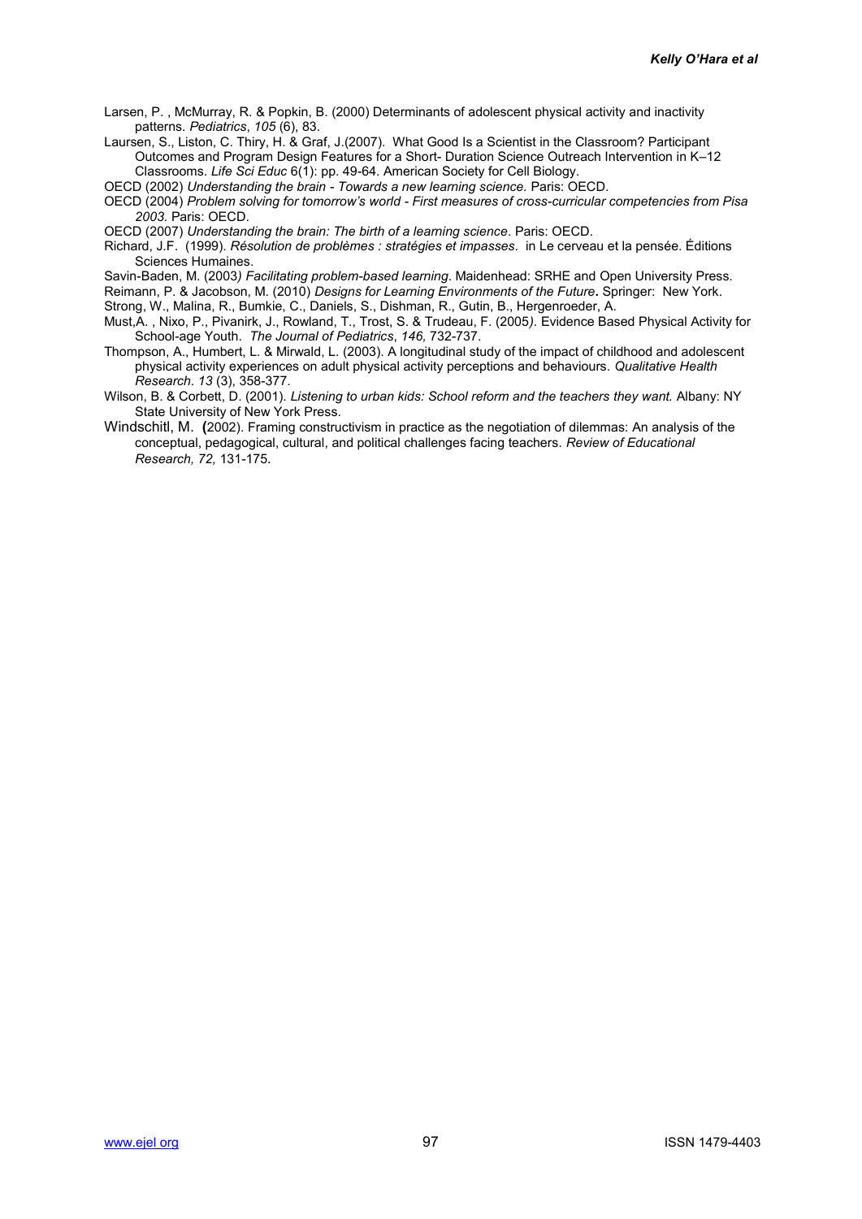Larsen, P. , McMurray, R. & Popkin, B. (2000) Determinants of adolescent physical activity and inactivity patterns. *Pediatrics*, *105* (6), 83.

Laursen, S., Liston, C. Thiry, H. & Graf, J.(2007). What Good Is a Scientist in the Classroom? Participant Outcomes and Program Design Features for a Short- Duration Science Outreach Intervention in K–12 Classrooms. *Life Sci Educ* 6(1): pp. 49-64. American Society for Cell Biology.

OECD (2002) *Understanding the brain - Towards a new learning science.* Paris: OECD.

OECD (2004) *Problem solving for tomorrow's world - First measures of cross-curricular competencies from Pisa 2003.* Paris: OECD.

OECD (2007) *Understanding the brain: The birth of a learning science*. Paris: OECD.

Richard, J.F. (1999). *Résolution de problèmes : stratégies et impasses*. in Le cerveau et la pensée. Éditions Sciences Humaines.

Savin-Baden, M. (2003*) Facilitating problem-based learning*. Maidenhead: SRHE and Open University Press.

Reimann, P. & Jacobson, M. (2010) *Designs for Learning Environments of the Future***.** Springer: New York.

Strong, W., Malina, R., Bumkie, C., Daniels, S., Dishman, R., Gutin, B., Hergenroeder, A.

Must,A. , Nixo, P., Pivanirk, J., Rowland, T., Trost, S. & Trudeau, F. (2005*).* Evidence Based Physical Activity for School-age Youth. *The Journal of Pediatrics*, *146,* 732-737.

Thompson, A., Humbert, L. & Mirwald, L. (2003). A longitudinal study of the impact of childhood and adolescent physical activity experiences on adult physical activity perceptions and behaviours. *Qualitative Health Research*. *13* (3), 358-377.

Wilson, B. & Corbett, D. (2001). *Listening to urban kids: School reform and the teachers they want.* Albany: NY State University of New York Press.

Windschitl, M. **(**2002). Framing constructivism in practice as the negotiation of dilemmas: An analysis of the conceptual, pedagogical, cultural, and political challenges facing teachers*. Review of Educational Research, 72,* 131-175.